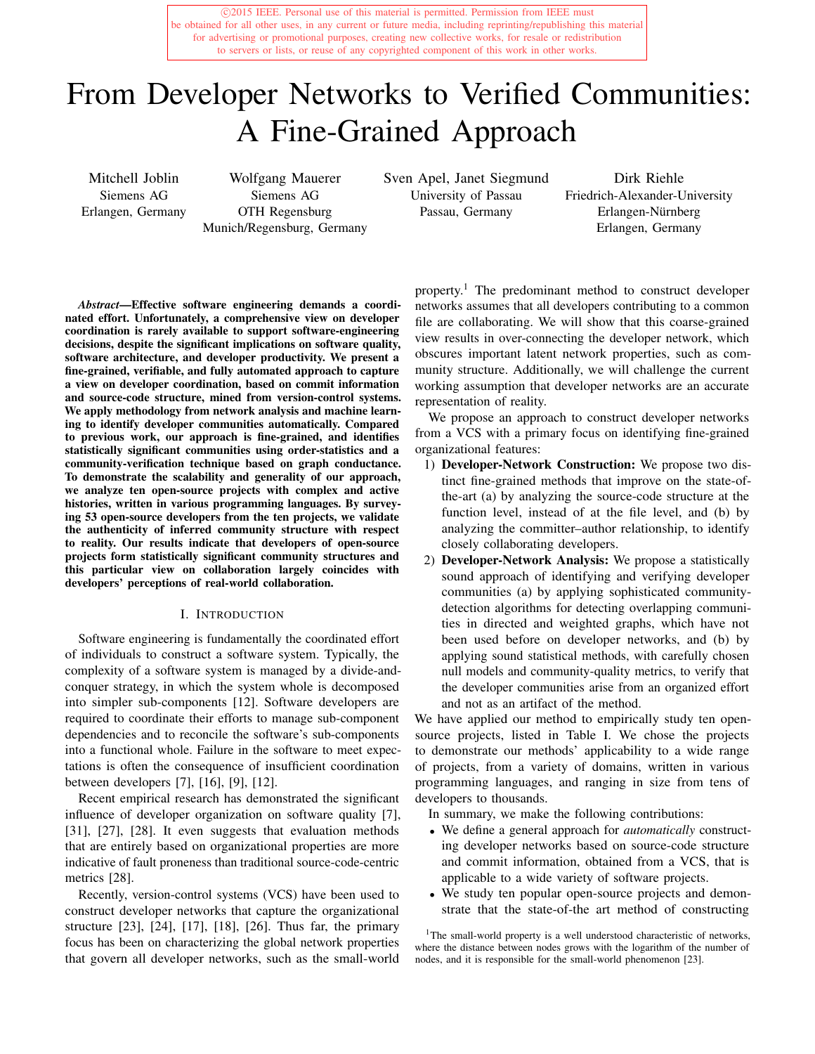©2015 IEEE. Personal use of this material is permitted. Permission from IEEE must be obtained for all other uses, in any current or future media, including reprinting/republishing this material for advertising or promotional purposes, creating new collective works, for resale or redistribution to servers or lists, or reuse of any copyrighted component of this work in other works.

# From Developer Networks to Verified Communities: A Fine-Grained Approach

Mitchell Joblin
Siemens AG
Erlangen, Germany

Wolfgang Mauerer
Siemens AG
OTH Regensburg
Munich/Regensburg, Germany

Sven Apel, Janet Siegmund
University of Passau
Passau, Germany

Dirk Riehle
Friedrich-Alexander-University
Erlangen-Nürnberg
Erlangen, Germany

***Abstract*—Effective software engineering demands a coordinated effort. Unfortunately, a comprehensive view on developer coordination is rarely available to support software-engineering decisions, despite the significant implications on software quality, software architecture, and developer productivity. We present a fine-grained, verifiable, and fully automated approach to capture a view on developer coordination, based on commit information and source-code structure, mined from version-control systems. We apply methodology from network analysis and machine learning to identify developer communities automatically. Compared to previous work, our approach is fine-grained, and identifies statistically significant communities using order-statistics and a community-verification technique based on graph conductance. To demonstrate the scalability and generality of our approach, we analyze ten open-source projects with complex and active histories, written in various programming languages. By surveying 53 open-source developers from the ten projects, we validate the authenticity of inferred community structure with respect to reality. Our results indicate that developers of open-source projects form statistically significant community structures and this particular view on collaboration largely coincides with developers' perceptions of real-world collaboration.**

## I. Introduction

Software engineering is fundamentally the coordinated effort of individuals to construct a software system. Typically, the complexity of a software system is managed by a divide-and-conquer strategy, in which the system whole is decomposed into simpler sub-components [12]. Software developers are required to coordinate their efforts to manage sub-component dependencies and to reconcile the software's sub-components into a functional whole. Failure in the software to meet expectations is often the consequence of insufficient coordination between developers [7], [16], [9], [12].

Recent empirical research has demonstrated the significant influence of developer organization on software quality [7], [31], [27], [28]. It even suggests that evaluation methods that are entirely based on organizational properties are more indicative of fault proneness than traditional source-code-centric metrics [28].

Recently, version-control systems (VCS) have been used to construct developer networks that capture the organizational structure [23], [24], [17], [18], [26]. Thus far, the primary focus has been on characterizing the global network properties that govern all developer networks, such as the small-world property.[1] The predominant method to construct developer networks assumes that all developers contributing to a common file are collaborating. We will show that this coarse-grained view results in over-connecting the developer network, which obscures important latent network properties, such as community structure. Additionally, we will challenge the current working assumption that developer networks are an accurate representation of reality.

We propose an approach to construct developer networks from a VCS with a primary focus on identifying fine-grained organizational features:

1) **Developer-Network Construction:** We propose two distinct fine-grained methods that improve on the state-of-the-art (a) by analyzing the source-code structure at the function level, instead of at the file level, and (b) by analyzing the committer–author relationship, to identify closely collaborating developers.
2) **Developer-Network Analysis:** We propose a statistically sound approach of identifying and verifying developer communities (a) by applying sophisticated community-detection algorithms for detecting overlapping communities in directed and weighted graphs, which have not been used before on developer networks, and (b) by applying sound statistical methods, with carefully chosen null models and community-quality metrics, to verify that the developer communities arise from an organized effort and not as an artifact of the method.

We have applied our method to empirically study ten open-source projects, listed in Table I. We chose the projects to demonstrate our methods' applicability to a wide range of projects, from a variety of domains, written in various programming languages, and ranging in size from tens of developers to thousands.

In summary, we make the following contributions:

- We define a general approach for *automatically* constructing developer networks based on source-code structure and commit information, obtained from a VCS, that is applicable to a wide variety of software projects.
- We study ten popular open-source projects and demonstrate that the state-of-the art method of constructing

[1] The small-world property is a well understood characteristic of networks, where the distance between nodes grows with the logarithm of the number of nodes, and it is responsible for the small-world phenomenon [23].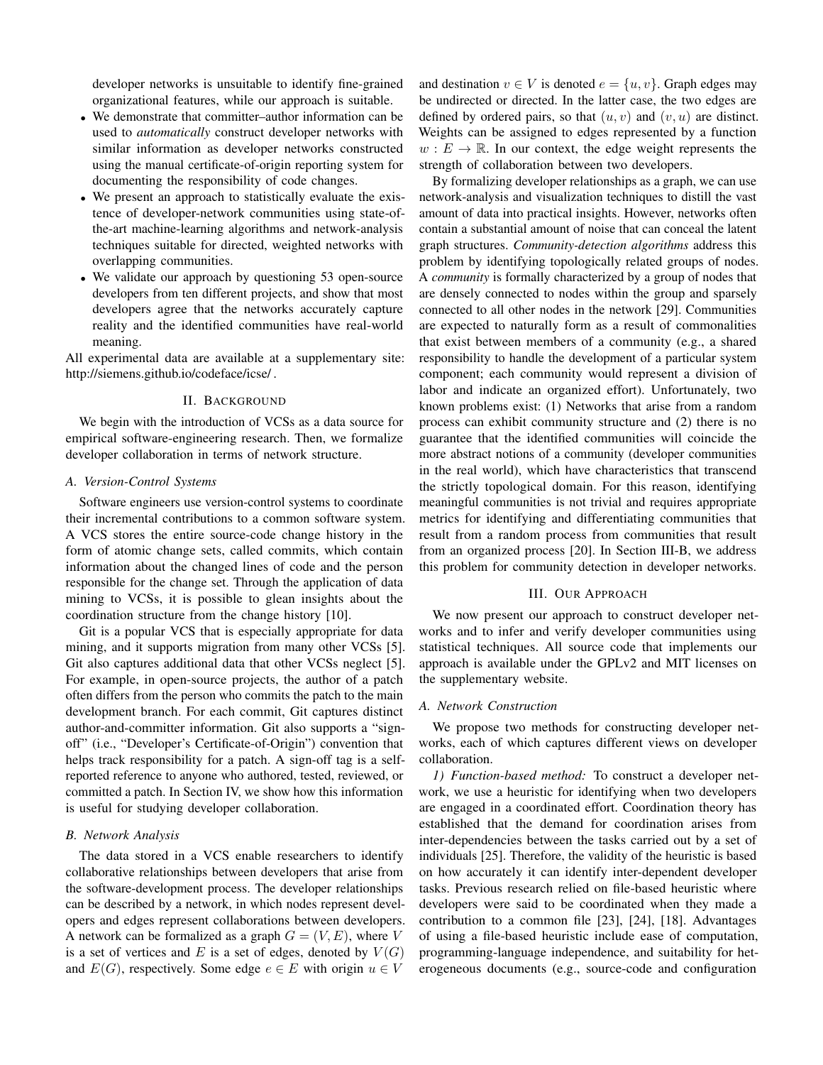developer networks is unsuitable to identify fine-grained organizational features, while our approach is suitable.

- We demonstrate that committer–author information can be used to *automatically* construct developer networks with similar information as developer networks constructed using the manual certificate-of-origin reporting system for documenting the responsibility of code changes.
- We present an approach to statistically evaluate the existence of developer-network communities using state-of-the-art machine-learning algorithms and network-analysis techniques suitable for directed, weighted networks with overlapping communities.
- We validate our approach by questioning 53 open-source developers from ten different projects, and show that most developers agree that the networks accurately capture reality and the identified communities have real-world meaning.

All experimental data are available at a supplementary site: http://siemens.github.io/codeface/icse/ .

## II. Background

We begin with the introduction of VCSs as a data source for empirical software-engineering research. Then, we formalize developer collaboration in terms of network structure.

### A. Version-Control Systems

Software engineers use version-control systems to coordinate their incremental contributions to a common software system. A VCS stores the entire source-code change history in the form of atomic change sets, called commits, which contain information about the changed lines of code and the person responsible for the change set. Through the application of data mining to VCSs, it is possible to glean insights about the coordination structure from the change history [10].

Git is a popular VCS that is especially appropriate for data mining, and it supports migration from many other VCSs [5]. Git also captures additional data that other VCSs neglect [5]. For example, in open-source projects, the author of a patch often differs from the person who commits the patch to the main development branch. For each commit, Git captures distinct author-and-committer information. Git also supports a "sign-off" (i.e., "Developer's Certificate-of-Origin") convention that helps track responsibility for a patch. A sign-off tag is a self-reported reference to anyone who authored, tested, reviewed, or committed a patch. In Section IV, we show how this information is useful for studying developer collaboration.

### B. Network Analysis

The data stored in a VCS enable researchers to identify collaborative relationships between developers that arise from the software-development process. The developer relationships can be described by a network, in which nodes represent developers and edges represent collaborations between developers. A network can be formalized as a graph $G = (V, E)$, where $V$ is a set of vertices and $E$ is a set of edges, denoted by $V(G)$ and $E(G)$, respectively. Some edge $e \in E$ with origin $u \in V$ and destination $v \in V$ is denoted $e = \{u, v\}$. Graph edges may be undirected or directed. In the latter case, the two edges are defined by ordered pairs, so that $(u, v)$ and $(v, u)$ are distinct. Weights can be assigned to edges represented by a function $w : E \to \mathbb{R}$. In our context, the edge weight represents the strength of collaboration between two developers.

By formalizing developer relationships as a graph, we can use network-analysis and visualization techniques to distill the vast amount of data into practical insights. However, networks often contain a substantial amount of noise that can conceal the latent graph structures. *Community-detection algorithms* address this problem by identifying topologically related groups of nodes. A *community* is formally characterized by a group of nodes that are densely connected to nodes within the group and sparsely connected to all other nodes in the network [29]. Communities are expected to naturally form as a result of commonalities that exist between members of a community (e.g., a shared responsibility to handle the development of a particular system component; each community would represent a division of labor and indicate an organized effort). Unfortunately, two known problems exist: (1) Networks that arise from a random process can exhibit community structure and (2) there is no guarantee that the identified communities will coincide the more abstract notions of a community (developer communities in the real world), which have characteristics that transcend the strictly topological domain. For this reason, identifying meaningful communities is not trivial and requires appropriate metrics for identifying and differentiating communities that result from a random process from communities that result from an organized process [20]. In Section III-B, we address this problem for community detection in developer networks.

## III. Our Approach

We now present our approach to construct developer networks and to infer and verify developer communities using statistical techniques. All source code that implements our approach is available under the GPLv2 and MIT licenses on the supplementary website.

### A. Network Construction

We propose two methods for constructing developer networks, each of which captures different views on developer collaboration.

*1) Function-based method:* To construct a developer network, we use a heuristic for identifying when two developers are engaged in a coordinated effort. Coordination theory has established that the demand for coordination arises from inter-dependencies between the tasks carried out by a set of individuals [25]. Therefore, the validity of the heuristic is based on how accurately it can identify inter-dependent developer tasks. Previous research relied on file-based heuristic where developers were said to be coordinated when they made a contribution to a common file [23], [24], [18]. Advantages of using a file-based heuristic include ease of computation, programming-language independence, and suitability for heterogeneous documents (e.g., source-code and configuration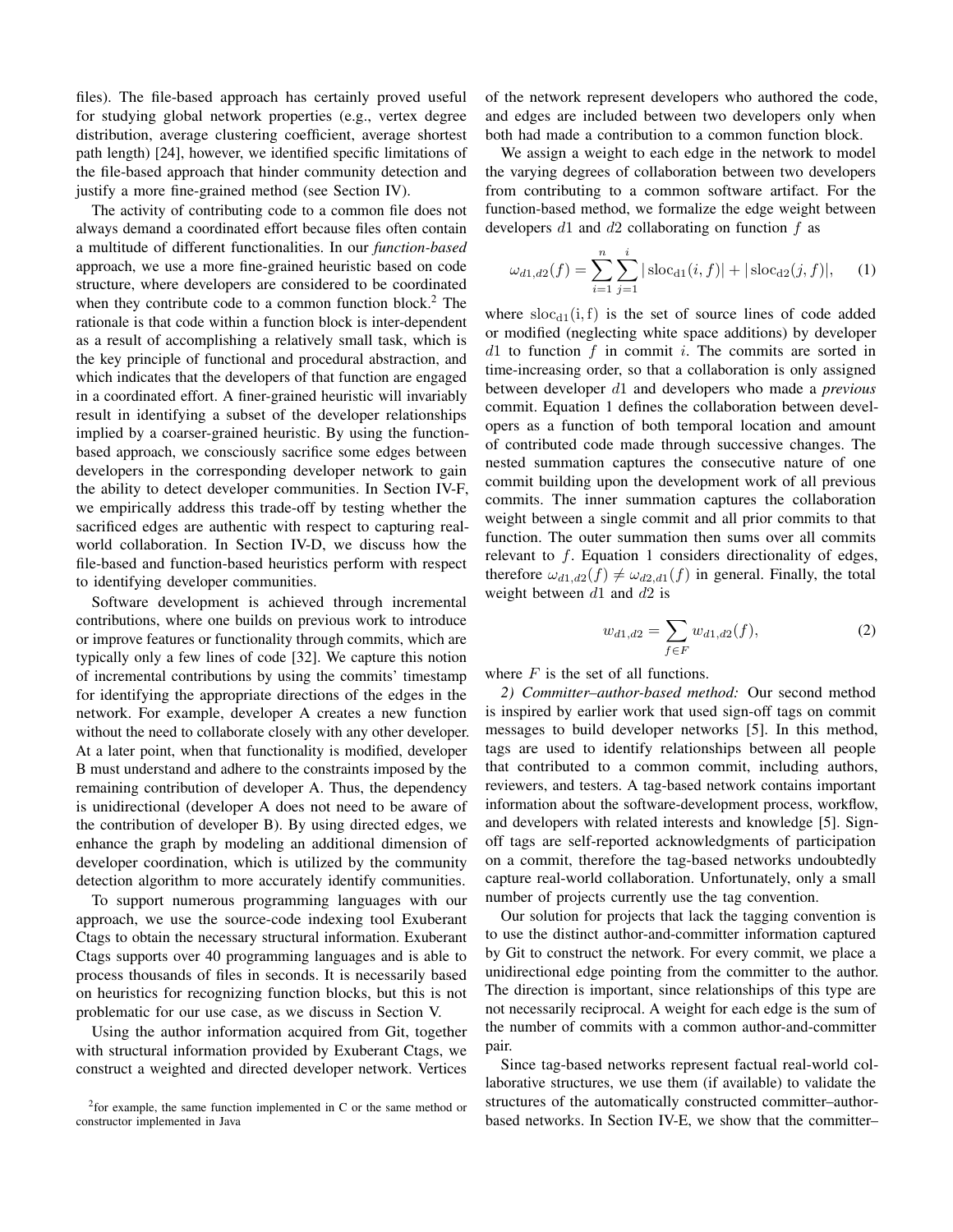files). The file-based approach has certainly proved useful for studying global network properties (e.g., vertex degree distribution, average clustering coefficient, average shortest path length) [24], however, we identified specific limitations of the file-based approach that hinder community detection and justify a more fine-grained method (see Section IV).

The activity of contributing code to a common file does not always demand a coordinated effort because files often contain a multitude of different functionalities. In our *function-based* approach, we use a more fine-grained heuristic based on code structure, where developers are considered to be coordinated when they contribute code to a common function block.[2] The rationale is that code within a function block is inter-dependent as a result of accomplishing a relatively small task, which is the key principle of functional and procedural abstraction, and which indicates that the developers of that function are engaged in a coordinated effort. A finer-grained heuristic will invariably result in identifying a subset of the developer relationships implied by a coarser-grained heuristic. By using the function-based approach, we consciously sacrifice some edges between developers in the corresponding developer network to gain the ability to detect developer communities. In Section IV-F, we empirically address this trade-off by testing whether the sacrificed edges are authentic with respect to capturing real-world collaboration. In Section IV-D, we discuss how the file-based and function-based heuristics perform with respect to identifying developer communities.

Software development is achieved through incremental contributions, where one builds on previous work to introduce or improve features or functionality through commits, which are typically only a few lines of code [32]. We capture this notion of incremental contributions by using the commits' timestamp for identifying the appropriate directions of the edges in the network. For example, developer A creates a new function without the need to collaborate closely with any other developer. At a later point, when that functionality is modified, developer B must understand and adhere to the constraints imposed by the remaining contribution of developer A. Thus, the dependency is unidirectional (developer A does not need to be aware of the contribution of developer B). By using directed edges, we enhance the graph by modeling an additional dimension of developer coordination, which is utilized by the community detection algorithm to more accurately identify communities.

To support numerous programming languages with our approach, we use the source-code indexing tool Exuberant Ctags to obtain the necessary structural information. Exuberant Ctags supports over 40 programming languages and is able to process thousands of files in seconds. It is necessarily based on heuristics for recognizing function blocks, but this is not problematic for our use case, as we discuss in Section V.

Using the author information acquired from Git, together with structural information provided by Exuberant Ctags, we construct a weighted and directed developer network. Vertices of the network represent developers who authored the code, and edges are included between two developers only when both had made a contribution to a common function block.

We assign a weight to each edge in the network to model the varying degrees of collaboration between two developers from contributing to a common software artifact. For the function-based method, we formalize the edge weight between developers $d1$ and $d2$ collaborating on function $f$ as

$$\omega_{d1,d2}(f) = \sum_{i=1}^{n} \sum_{j=1}^{i} |\,\mathrm{sloc_{d1}}(i,f)| + |\,\mathrm{sloc_{d2}}(j,f)|, \quad (1)$$

where $\mathrm{sloc_{d1}(i,f)}$ is the set of source lines of code added or modified (neglecting white space additions) by developer $d1$ to function $f$ in commit $i$. The commits are sorted in time-increasing order, so that a collaboration is only assigned between developer $d1$ and developers who made a *previous* commit. Equation 1 defines the collaboration between developers as a function of both temporal location and amount of contributed code made through successive changes. The nested summation captures the consecutive nature of one commit building upon the development work of all previous commits. The inner summation captures the collaboration weight between a single commit and all prior commits to that function. The outer summation then sums over all commits relevant to $f$. Equation 1 considers directionality of edges, therefore $\omega_{d1,d2}(f) \neq \omega_{d2,d1}(f)$ in general. Finally, the total weight between $d1$ and $d2$ is

$$w_{d1,d2} = \sum_{f \in F} w_{d1,d2}(f), \quad (2)$$

where $F$ is the set of all functions.

*2) Committer–author-based method:* Our second method is inspired by earlier work that used sign-off tags on commit messages to build developer networks [5]. In this method, tags are used to identify relationships between all people that contributed to a common commit, including authors, reviewers, and testers. A tag-based network contains important information about the software-development process, workflow, and developers with related interests and knowledge [5]. Sign-off tags are self-reported acknowledgments of participation on a commit, therefore the tag-based networks undoubtedly capture real-world collaboration. Unfortunately, only a small number of projects currently use the tag convention.

Our solution for projects that lack the tagging convention is to use the distinct author-and-committer information captured by Git to construct the network. For every commit, we place a unidirectional edge pointing from the committer to the author. The direction is important, since relationships of this type are not necessarily reciprocal. A weight for each edge is the sum of the number of commits with a common author-and-committer pair.

Since tag-based networks represent factual real-world collaborative structures, we use them (if available) to validate the structures of the automatically constructed committer–author-based networks. In Section IV-E, we show that the committer–

[2] for example, the same function implemented in C or the same method or constructor implemented in Java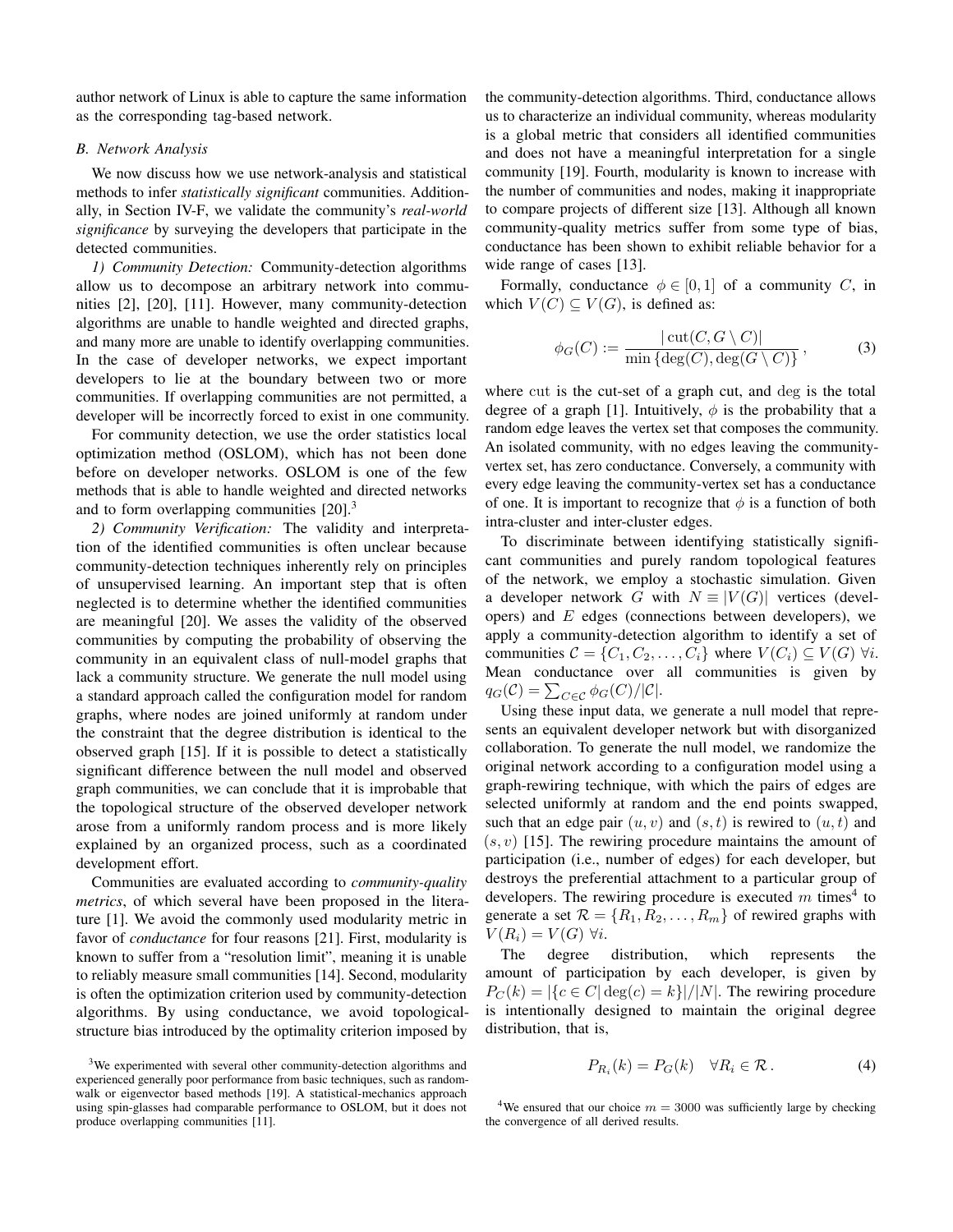author network of Linux is able to capture the same information as the corresponding tag-based network.

### B. Network Analysis

We now discuss how we use network-analysis and statistical methods to infer *statistically significant* communities. Additionally, in Section IV-F, we validate the community's *real-world significance* by surveying the developers that participate in the detected communities.

*1) Community Detection:* Community-detection algorithms allow us to decompose an arbitrary network into communities [2], [20], [11]. However, many community-detection algorithms are unable to handle weighted and directed graphs, and many more are unable to identify overlapping communities. In the case of developer networks, we expect important developers to lie at the boundary between two or more communities. If overlapping communities are not permitted, a developer will be incorrectly forced to exist in one community.

For community detection, we use the order statistics local optimization method (OSLOM), which has not been done before on developer networks. OSLOM is one of the few methods that is able to handle weighted and directed networks and to form overlapping communities [20].[3]

*2) Community Verification:* The validity and interpretation of the identified communities is often unclear because community-detection techniques inherently rely on principles of unsupervised learning. An important step that is often neglected is to determine whether the identified communities are meaningful [20]. We asses the validity of the observed communities by computing the probability of observing the community in an equivalent class of null-model graphs that lack a community structure. We generate the null model using a standard approach called the configuration model for random graphs, where nodes are joined uniformly at random under the constraint that the degree distribution is identical to the observed graph [15]. If it is possible to detect a statistically significant difference between the null model and observed graph communities, we can conclude that it is improbable that the topological structure of the observed developer network arose from a uniformly random process and is more likely explained by an organized process, such as a coordinated development effort.

Communities are evaluated according to *community-quality metrics*, of which several have been proposed in the literature [1]. We avoid the commonly used modularity metric in favor of *conductance* for four reasons [21]. First, modularity is known to suffer from a "resolution limit", meaning it is unable to reliably measure small communities [14]. Second, modularity is often the optimization criterion used by community-detection algorithms. By using conductance, we avoid topological-structure bias introduced by the optimality criterion imposed by the community-detection algorithms. Third, conductance allows us to characterize an individual community, whereas modularity is a global metric that considers all identified communities and does not have a meaningful interpretation for a single community [19]. Fourth, modularity is known to increase with the number of communities and nodes, making it inappropriate to compare projects of different size [13]. Although all known community-quality metrics suffer from some type of bias, conductance has been shown to exhibit reliable behavior for a wide range of cases [13].

Formally, conductance $\phi \in [0, 1]$ of a community $C$, in which $V(C) \subseteq V(G)$, is defined as:

$$\phi_G(C) := \frac{|\operatorname{cut}(C, G \setminus C)|}{\min\{\deg(C), \deg(G \setminus C)\}}\,, \tag{3}$$

where cut is the cut-set of a graph cut, and deg is the total degree of a graph [1]. Intuitively, $\phi$ is the probability that a random edge leaves the vertex set that composes the community. An isolated community, with no edges leaving the community-vertex set, has zero conductance. Conversely, a community with every edge leaving the community-vertex set has a conductance of one. It is important to recognize that $\phi$ is a function of both intra-cluster and inter-cluster edges.

To discriminate between identifying statistically significant communities and purely random topological features of the network, we employ a stochastic simulation. Given a developer network $G$ with $N \equiv |V(G)|$ vertices (developers) and $E$ edges (connections between developers), we apply a community-detection algorithm to identify a set of communities $\mathcal{C} = \{C_1, C_2, \ldots, C_i\}$ where $V(C_i) \subseteq V(G)\ \forall i$. Mean conductance over all communities is given by $q_G(\mathcal{C}) = \sum_{C \in \mathcal{C}} \phi_G(C)/|\mathcal{C}|$.

Using these input data, we generate a null model that represents an equivalent developer network but with disorganized collaboration. To generate the null model, we randomize the original network according to a configuration model using a graph-rewiring technique, with which the pairs of edges are selected uniformly at random and the end points swapped, such that an edge pair $(u, v)$ and $(s, t)$ is rewired to $(u, t)$ and $(s, v)$ [15]. The rewiring procedure maintains the amount of participation (i.e., number of edges) for each developer, but destroys the preferential attachment to a particular group of developers. The rewiring procedure is executed $m$ times[4] to generate a set $\mathcal{R} = \{R_1, R_2, \ldots, R_m\}$ of rewired graphs with $V(R_i) = V(G)\ \forall i$.

The degree distribution, which represents the amount of participation by each developer, is given by $P_C(k) = |\{c \in C | \deg(c) = k\}|/|N|$. The rewiring procedure is intentionally designed to maintain the original degree distribution, that is,

$$P_{R_i}(k) = P_G(k) \quad \forall R_i \in \mathcal{R}\,. \tag{4}$$

[3] We experimented with several other community-detection algorithms and experienced generally poor performance from basic techniques, such as random-walk or eigenvector based methods [19]. A statistical-mechanics approach using spin-glasses had comparable performance to OSLOM, but it does not produce overlapping communities [11].

[4] We ensured that our choice $m = 3000$ was sufficiently large by checking the convergence of all derived results.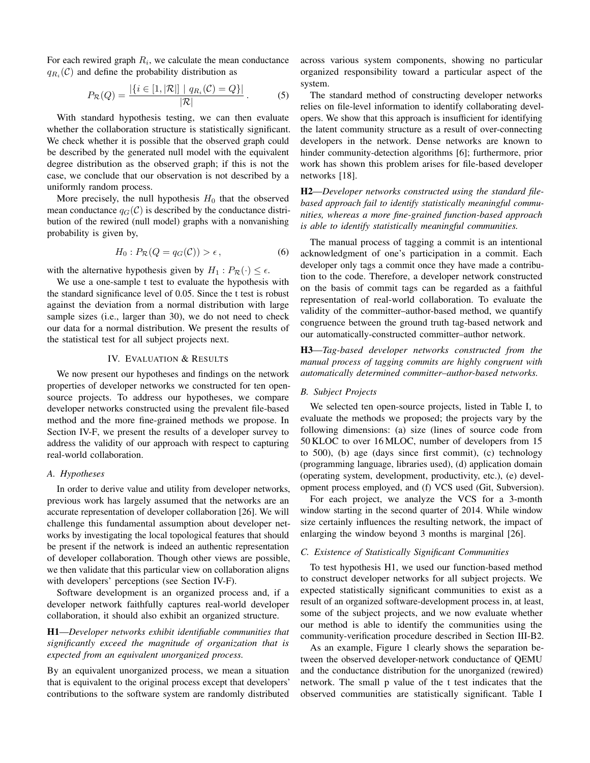For each rewired graph $R_i$, we calculate the mean conductance $q_{R_i}(\mathcal{C})$ and define the probability distribution as

$$P_{\mathcal{R}}(Q) = \frac{|\{i \in [1, |\mathcal{R}|] \mid q_{R_i}(\mathcal{C}) = Q\}|}{|\mathcal{R}|} \,. \tag{5}$$

With standard hypothesis testing, we can then evaluate whether the collaboration structure is statistically significant. We check whether it is possible that the observed graph could be described by the generated null model with the equivalent degree distribution as the observed graph; if this is not the case, we conclude that our observation is not described by a uniformly random process.

More precisely, the null hypothesis $H_0$ that the observed mean conductance $q_G(\mathcal{C})$ is described by the conductance distribution of the rewired (null model) graphs with a nonvanishing probability is given by,

$$H_0 : P_{\mathcal{R}}(Q = q_G(\mathcal{C})) > \epsilon \,, \tag{6}$$

with the alternative hypothesis given by $H_1 : P_{\mathcal{R}}(\cdot) \leq \epsilon$.

We use a one-sample t test to evaluate the hypothesis with the standard significance level of 0.05. Since the t test is robust against the deviation from a normal distribution with large sample sizes (i.e., larger than 30), we do not need to check our data for a normal distribution. We present the results of the statistical test for all subject projects next.

## IV. Evaluation & Results

We now present our hypotheses and findings on the network properties of developer networks we constructed for ten open-source projects. To address our hypotheses, we compare developer networks constructed using the prevalent file-based method and the more fine-grained methods we propose. In Section IV-F, we present the results of a developer survey to address the validity of our approach with respect to capturing real-world collaboration.

### A. Hypotheses

In order to derive value and utility from developer networks, previous work has largely assumed that the networks are an accurate representation of developer collaboration [26]. We will challenge this fundamental assumption about developer networks by investigating the local topological features that should be present if the network is indeed an authentic representation of developer collaboration. Though other views are possible, we then validate that this particular view on collaboration aligns with developers' perceptions (see Section IV-F).

Software development is an organized process and, if a developer network faithfully captures real-world developer collaboration, it should also exhibit an organized structure.

**H1**—*Developer networks exhibit identifiable communities that significantly exceed the magnitude of organization that is expected from an equivalent unorganized process.*

By an equivalent unorganized process, we mean a situation that is equivalent to the original process except that developers' contributions to the software system are randomly distributed across various system components, showing no particular organized responsibility toward a particular aspect of the system.

The standard method of constructing developer networks relies on file-level information to identify collaborating developers. We show that this approach is insufficient for identifying the latent community structure as a result of over-connecting developers in the network. Dense networks are known to hinder community-detection algorithms [6]; furthermore, prior work has shown this problem arises for file-based developer networks [18].

**H2**—*Developer networks constructed using the standard file-based approach fail to identify statistically meaningful communities, whereas a more fine-grained function-based approach is able to identify statistically meaningful communities.*

The manual process of tagging a commit is an intentional acknowledgment of one's participation in a commit. Each developer only tags a commit once they have made a contribution to the code. Therefore, a developer network constructed on the basis of commit tags can be regarded as a faithful representation of real-world collaboration. To evaluate the validity of the committer–author-based method, we quantify congruence between the ground truth tag-based network and our automatically-constructed committer–author network.

**H3**—*Tag-based developer networks constructed from the manual process of tagging commits are highly congruent with automatically determined committer–author-based networks.*

### B. Subject Projects

We selected ten open-source projects, listed in Table I, to evaluate the methods we proposed; the projects vary by the following dimensions: (a) size (lines of source code from 50 KLOC to over 16 MLOC, number of developers from 15 to 500), (b) age (days since first commit), (c) technology (programming language, libraries used), (d) application domain (operating system, development, productivity, etc.), (e) development process employed, and (f) VCS used (Git, Subversion).

For each project, we analyze the VCS for a 3-month window starting in the second quarter of 2014. While window size certainly influences the resulting network, the impact of enlarging the window beyond 3 months is marginal [26].

### C. Existence of Statistically Significant Communities

To test hypothesis H1, we used our function-based method to construct developer networks for all subject projects. We expected statistically significant communities to exist as a result of an organized software-development process in, at least, some of the subject projects, and we now evaluate whether our method is able to identify the communities using the community-verification procedure described in Section III-B2.

As an example, Figure 1 clearly shows the separation between the observed developer-network conductance of QEMU and the conductance distribution for the unorganized (rewired) network. The small p value of the t test indicates that the observed communities are statistically significant. Table I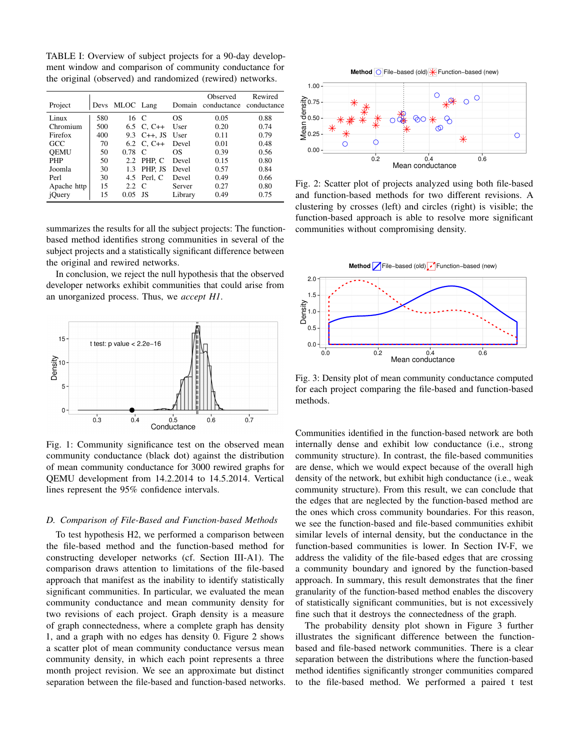TABLE I: Overview of subject projects for a 90-day development window and comparison of community conductance for the original (observed) and randomized (rewired) networks.

| Project | Devs | MLOC | Lang | Domain | Observed conductance | Rewired conductance |
|---|---|---|---|---|---|---|
| Linux | 580 | 16 | C | OS | 0.05 | 0.88 |
| Chromium | 500 | 6.5 | C, C++ | User | 0.20 | 0.74 |
| Firefox | 400 | 9.3 | C++, JS | User | 0.11 | 0.79 |
| GCC | 70 | 6.2 | C, C++ | Devel | 0.01 | 0.48 |
| QEMU | 50 | 0.78 | C | OS | 0.39 | 0.56 |
| PHP | 50 | 2.2 | PHP, C | Devel | 0.15 | 0.80 |
| Joomla | 30 | 1.3 | PHP, JS | Devel | 0.57 | 0.84 |
| Perl | 30 | 4.5 | Perl, C | Devel | 0.49 | 0.66 |
| Apache http | 15 | 2.2 | C | Server | 0.27 | 0.80 |
| jQuery | 15 | 0.05 | JS | Library | 0.49 | 0.75 |

summarizes the results for all the subject projects: The function-based method identifies strong communities in several of the subject projects and a statistically significant difference between the original and rewired networks.

In conclusion, we reject the null hypothesis that the observed developer networks exhibit communities that could arise from an unorganized process. Thus, we *accept H1*.

Fig. 1: Community significance test on the observed mean community conductance (black dot) against the distribution of mean community conductance for 3000 rewired graphs for QEMU development from 14.2.2014 to 14.5.2014. Vertical lines represent the 95% confidence intervals.

### D. Comparison of File-Based and Function-based Methods

To test hypothesis H2, we performed a comparison between the file-based method and the function-based method for constructing developer networks (cf. Section III-A1). The comparison draws attention to limitations of the file-based approach that manifest as the inability to identify statistically significant communities. In particular, we evaluated the mean community conductance and mean community density for two revisions of each project. Graph density is a measure of graph connectedness, where a complete graph has density 1, and a graph with no edges has density 0. Figure 2 shows a scatter plot of mean community conductance versus mean community density, in which each point represents a three month project revision. We see an approximate but distinct separation between the file-based and function-based networks.

Fig. 2: Scatter plot of projects analyzed using both file-based and function-based methods for two different revisions. A clustering by crosses (left) and circles (right) is visible; the function-based approach is able to resolve more significant communities without compromising density.

Fig. 3: Density plot of mean community conductance computed for each project comparing the file-based and function-based methods.

Communities identified in the function-based network are both internally dense and exhibit low conductance (i.e., strong community structure). In contrast, the file-based communities are dense, which we would expect because of the overall high density of the network, but exhibit high conductance (i.e., weak community structure). From this result, we can conclude that the edges that are neglected by the function-based method are the ones which cross community boundaries. For this reason, we see the function-based and file-based communities exhibit similar levels of internal density, but the conductance in the function-based communities is lower. In Section IV-F, we address the validity of the file-based edges that are crossing a community boundary and ignored by the function-based approach. In summary, this result demonstrates that the finer granularity of the function-based method enables the discovery of statistically significant communities, but is not excessively fine such that it destroys the connectedness of the graph.

The probability density plot shown in Figure 3 further illustrates the significant difference between the function-based and file-based network communities. There is a clear separation between the distributions where the function-based method identifies significantly stronger communities compared to the file-based method. We performed a paired t test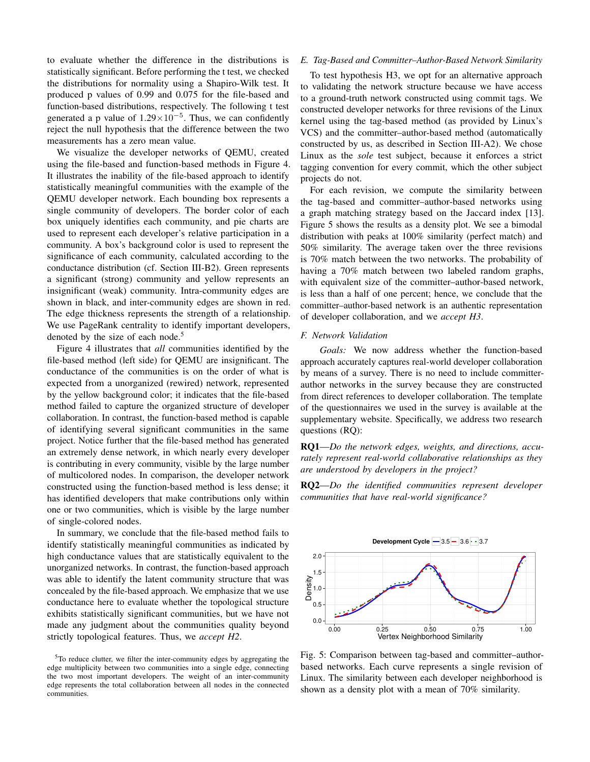to evaluate whether the difference in the distributions is statistically significant. Before performing the t test, we checked the distributions for normality using a Shapiro-Wilk test. It produced p values of 0.99 and 0.075 for the file-based and function-based distributions, respectively. The following t test generated a p value of $1.29 \times 10^{-5}$. Thus, we can confidently reject the null hypothesis that the difference between the two measurements has a zero mean value.

We visualize the developer networks of QEMU, created using the file-based and function-based methods in Figure 4. It illustrates the inability of the file-based approach to identify statistically meaningful communities with the example of the QEMU developer network. Each bounding box represents a single community of developers. The border color of each box uniquely identifies each community, and pie charts are used to represent each developer's relative participation in a community. A box's background color is used to represent the significance of each community, calculated according to the conductance distribution (cf. Section III-B2). Green represents a significant (strong) community and yellow represents an insignificant (weak) community. Intra-community edges are shown in black, and inter-community edges are shown in red. The edge thickness represents the strength of a relationship. We use PageRank centrality to identify important developers, denoted by the size of each node.[5]

Figure 4 illustrates that *all* communities identified by the file-based method (left side) for QEMU are insignificant. The conductance of the communities is on the order of what is expected from a unorganized (rewired) network, represented by the yellow background color; it indicates that the file-based method failed to capture the organized structure of developer collaboration. In contrast, the function-based method is capable of identifying several significant communities in the same project. Notice further that the file-based method has generated an extremely dense network, in which nearly every developer is contributing in every community, visible by the large number of multicolored nodes. In comparison, the developer network constructed using the function-based method is less dense; it has identified developers that make contributions only within one or two communities, which is visible by the large number of single-colored nodes.

In summary, we conclude that the file-based method fails to identify statistically meaningful communities as indicated by high conductance values that are statistically equivalent to the unorganized networks. In contrast, the function-based approach was able to identify the latent community structure that was concealed by the file-based approach. We emphasize that we use conductance here to evaluate whether the topological structure exhibits statistically significant communities, but we have not made any judgment about the communities quality beyond strictly topological features. Thus, we *accept H2*.

[5] To reduce clutter, we filter the inter-community edges by aggregating the edge multiplicity between two communities into a single edge, connecting the two most important developers. The weight of an inter-community edge represents the total collaboration between all nodes in the connected communities.

### E. Tag-Based and Committer–Author-Based Network Similarity

To test hypothesis H3, we opt for an alternative approach to validating the network structure because we have access to a ground-truth network constructed using commit tags. We constructed developer networks for three revisions of the Linux kernel using the tag-based method (as provided by Linux's VCS) and the committer–author-based method (automatically constructed by us, as described in Section III-A2). We chose Linux as the *sole* test subject, because it enforces a strict tagging convention for every commit, which the other subject projects do not.

For each revision, we compute the similarity between the tag-based and committer–author-based networks using a graph matching strategy based on the Jaccard index [13]. Figure 5 shows the results as a density plot. We see a bimodal distribution with peaks at 100% similarity (perfect match) and 50% similarity. The average taken over the three revisions is 70% match between the two networks. The probability of having a 70% match between two labeled random graphs, with equivalent size of the committer–author-based network, is less than a half of one percent; hence, we conclude that the committer–author-based network is an authentic representation of developer collaboration, and we *accept H3*.

### F. Network Validation

*Goals:* We now address whether the function-based approach accurately captures real-world developer collaboration by means of a survey. There is no need to include committer-author networks in the survey because they are constructed from direct references to developer collaboration. The template of the questionnaires we used in the survey is available at the supplementary website. Specifically, we address two research questions (RQ):

**RQ1**—*Do the network edges, weights, and directions, accurately represent real-world collaborative relationships as they are understood by developers in the project?*

**RQ2**—*Do the identified communities represent developer communities that have real-world significance?*

Fig. 5: Comparison between tag-based and committer–author-based networks. Each curve represents a single revision of Linux. The similarity between each developer neighborhood is shown as a density plot with a mean of 70% similarity.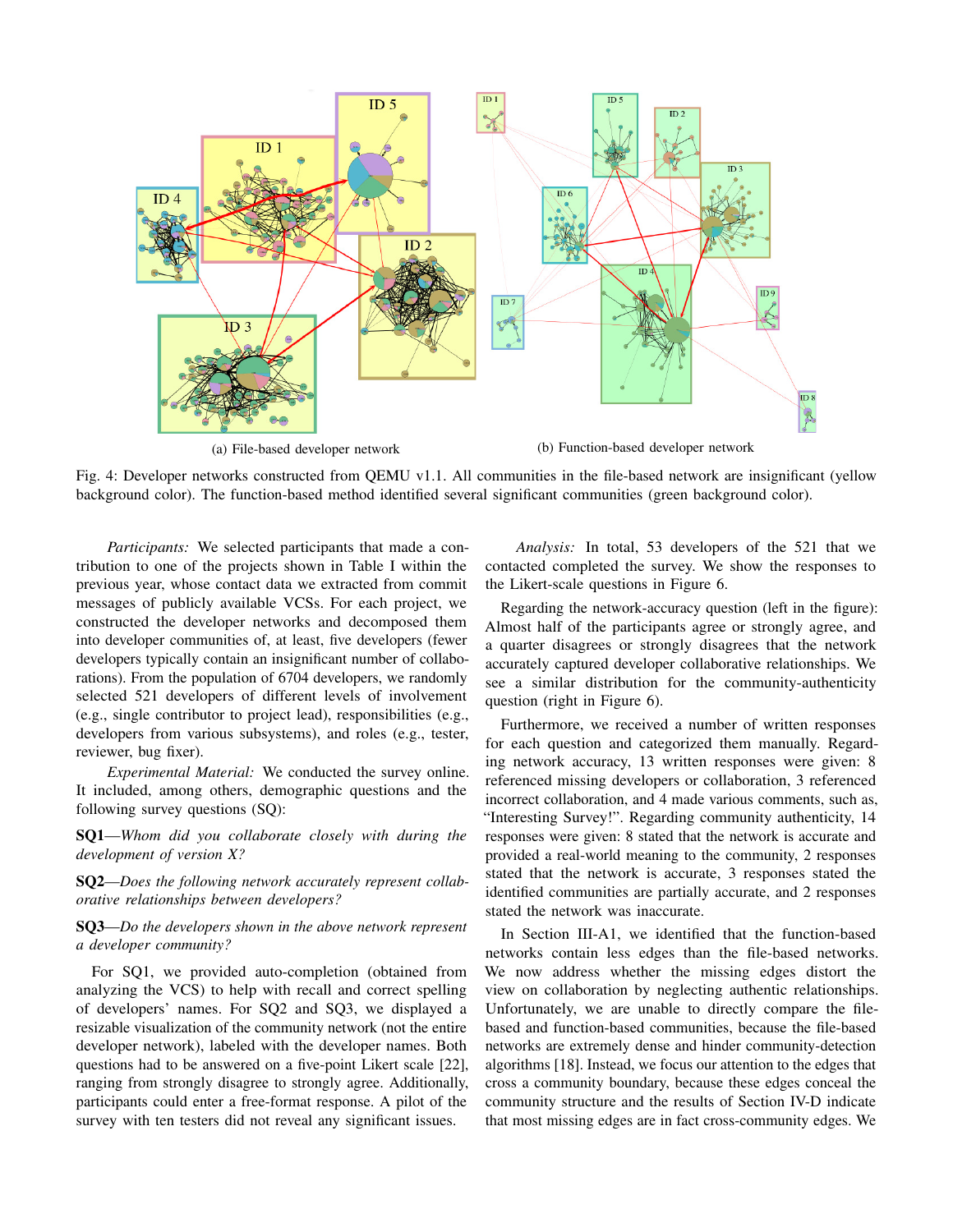(a) File-based developer network

(b) Function-based developer network

Fig. 4: Developer networks constructed from QEMU v1.1. All communities in the file-based network are insignificant (yellow background color). The function-based method identified several significant communities (green background color).

*Participants:* We selected participants that made a contribution to one of the projects shown in Table I within the previous year, whose contact data we extracted from commit messages of publicly available VCSs. For each project, we constructed the developer networks and decomposed them into developer communities of, at least, five developers (fewer developers typically contain an insignificant number of collaborations). From the population of 6704 developers, we randomly selected 521 developers of different levels of involvement (e.g., single contributor to project lead), responsibilities (e.g., developers from various subsystems), and roles (e.g., tester, reviewer, bug fixer).

*Experimental Material:* We conducted the survey online. It included, among others, demographic questions and the following survey questions (SQ):

**SQ1**—*Whom did you collaborate closely with during the development of version X?*

**SQ2**—*Does the following network accurately represent collaborative relationships between developers?*

**SQ3**—*Do the developers shown in the above network represent a developer community?*

For SQ1, we provided auto-completion (obtained from analyzing the VCS) to help with recall and correct spelling of developers' names. For SQ2 and SQ3, we displayed a resizable visualization of the community network (not the entire developer network), labeled with the developer names. Both questions had to be answered on a five-point Likert scale [22], ranging from strongly disagree to strongly agree. Additionally, participants could enter a free-format response. A pilot of the survey with ten testers did not reveal any significant issues.

*Analysis:* In total, 53 developers of the 521 that we contacted completed the survey. We show the responses to the Likert-scale questions in Figure 6.

Regarding the network-accuracy question (left in the figure): Almost half of the participants agree or strongly agree, and a quarter disagrees or strongly disagrees that the network accurately captured developer collaborative relationships. We see a similar distribution for the community-authenticity question (right in Figure 6).

Furthermore, we received a number of written responses for each question and categorized them manually. Regarding network accuracy, 13 written responses were given: 8 referenced missing developers or collaboration, 3 referenced incorrect collaboration, and 4 made various comments, such as, "Interesting Survey!". Regarding community authenticity, 14 responses were given: 8 stated that the network is accurate and provided a real-world meaning to the community, 2 responses stated that the network is accurate, 3 responses stated the identified communities are partially accurate, and 2 responses stated the network was inaccurate.

In Section III-A1, we identified that the function-based networks contain less edges than the file-based networks. We now address whether the missing edges distort the view on collaboration by neglecting authentic relationships. Unfortunately, we are unable to directly compare the file-based and function-based communities, because the file-based networks are extremely dense and hinder community-detection algorithms [18]. Instead, we focus our attention to the edges that cross a community boundary, because these edges conceal the community structure and the results of Section IV-D indicate that most missing edges are in fact cross-community edges. We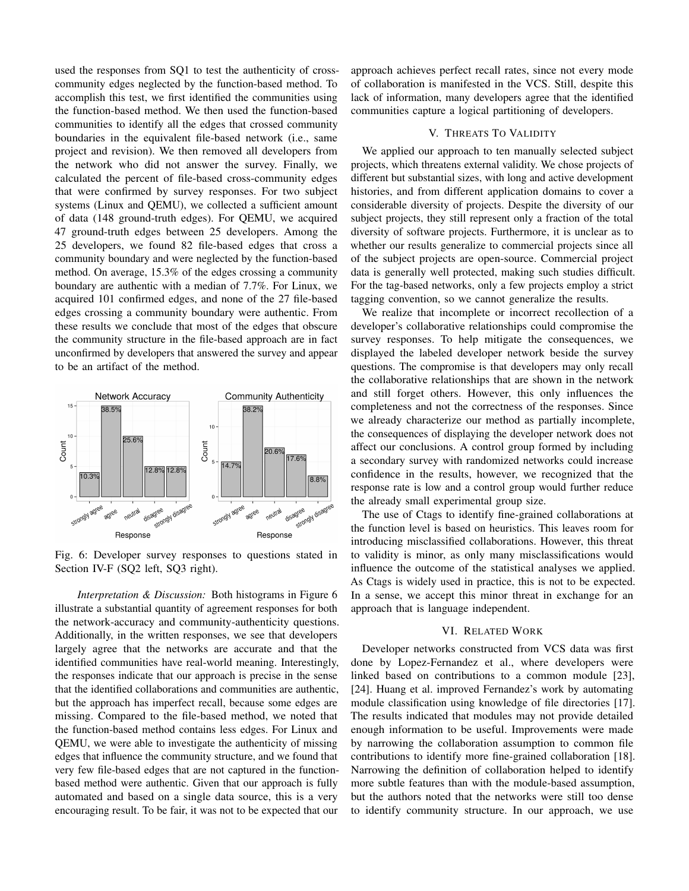used the responses from SQ1 to test the authenticity of cross-community edges neglected by the function-based method. To accomplish this test, we first identified the communities using the function-based method. We then used the function-based communities to identify all the edges that crossed community boundaries in the equivalent file-based network (i.e., same project and revision). We then removed all developers from the network who did not answer the survey. Finally, we calculated the percent of file-based cross-community edges that were confirmed by survey responses. For two subject systems (Linux and QEMU), we collected a sufficient amount of data (148 ground-truth edges). For QEMU, we acquired 47 ground-truth edges between 25 developers. Among the 25 developers, we found 82 file-based edges that cross a community boundary and were neglected by the function-based method. On average, 15.3% of the edges crossing a community boundary are authentic with a median of 7.7%. For Linux, we acquired 101 confirmed edges, and none of the 27 file-based edges crossing a community boundary were authentic. From these results we conclude that most of the edges that obscure the community structure in the file-based approach are in fact unconfirmed by developers that answered the survey and appear to be an artifact of the method.

Fig. 6: Developer survey responses to questions stated in Section IV-F (SQ2 left, SQ3 right).

*Interpretation & Discussion:* Both histograms in Figure 6 illustrate a substantial quantity of agreement responses for both the network-accuracy and community-authenticity questions. Additionally, in the written responses, we see that developers largely agree that the networks are accurate and that the identified communities have real-world meaning. Interestingly, the responses indicate that our approach is precise in the sense that the identified collaborations and communities are authentic, but the approach has imperfect recall, because some edges are missing. Compared to the file-based method, we note that the function-based method contains less edges. For Linux and QEMU, we were able to investigate the authenticity of missing edges that influence the community structure, and we found that very few file-based edges that are not captured in the function-based method were authentic. Given that our approach is fully automated and based on a single data source, this is a very encouraging result. To be fair, it was not to be expected that our approach achieves perfect recall rates, since not every mode of collaboration is manifested in the VCS. Still, despite this lack of information, many developers agree that the identified communities capture a logical partitioning of developers.

## V. Threats To Validity

We applied our approach to ten manually selected subject projects, which threatens external validity. We chose projects of different but substantial sizes, with long and active development histories, and from different application domains to cover a considerable diversity of projects. Despite the diversity of our subject projects, they still represent only a fraction of the total diversity of software projects. Furthermore, it is unclear as to whether our results generalize to commercial projects since all of the subject projects are open-source. Commercial project data is generally well protected, making such studies difficult. For the tag-based networks, only a few projects employ a strict tagging convention, so we cannot generalize the results.

We realize that incomplete or incorrect recollection of a developer's collaborative relationships could compromise the survey responses. To help mitigate the consequences, we displayed the labeled developer network beside the survey questions. The compromise is that developers may only recall the collaborative relationships that are shown in the network and still forget others. However, this only influences the completeness and not the correctness of the responses. Since we already characterize our method as partially incomplete, the consequences of displaying the developer network does not affect our conclusions. A control group formed by including a secondary survey with randomized networks could increase confidence in the results, however, we recognized that the response rate is low and a control group would further reduce the already small experimental group size.

The use of Ctags to identify fine-grained collaborations at the function level is based on heuristics. This leaves room for introducing misclassified collaborations. However, this threat to validity is minor, as only many misclassifications would influence the outcome of the statistical analyses we applied. As Ctags is widely used in practice, this is not to be expected. In a sense, we accept this minor threat in exchange for an approach that is language independent.

## VI. Related Work

Developer networks constructed from VCS data was first done by Lopez-Fernandez et al., where developers were linked based on contributions to a common module [23], [24]. Huang et al. improved Fernandez's work by automating module classification using knowledge of file directories [17]. The results indicated that modules may not provide detailed enough information to be useful. Improvements were made by narrowing the collaboration assumption to common file contributions to identify more fine-grained collaboration [18]. Narrowing the definition of collaboration helped to identify more subtle features than with the module-based assumption, but the authors noted that the networks were still too dense to identify community structure. In our approach, we use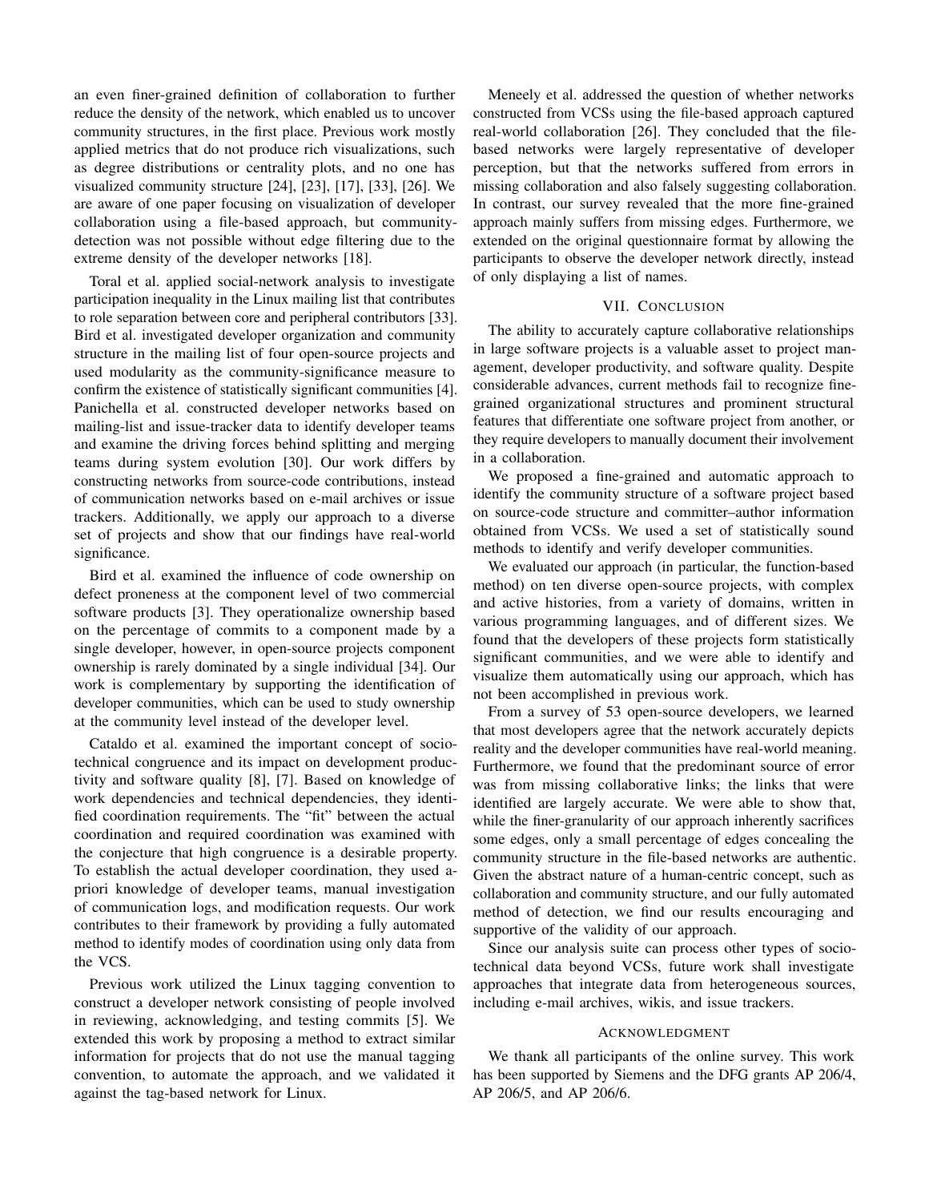an even finer-grained definition of collaboration to further reduce the density of the network, which enabled us to uncover community structures, in the first place. Previous work mostly applied metrics that do not produce rich visualizations, such as degree distributions or centrality plots, and no one has visualized community structure [24], [23], [17], [33], [26]. We are aware of one paper focusing on visualization of developer collaboration using a file-based approach, but community-detection was not possible without edge filtering due to the extreme density of the developer networks [18].

Toral et al. applied social-network analysis to investigate participation inequality in the Linux mailing list that contributes to role separation between core and peripheral contributors [33]. Bird et al. investigated developer organization and community structure in the mailing list of four open-source projects and used modularity as the community-significance measure to confirm the existence of statistically significant communities [4]. Panichella et al. constructed developer networks based on mailing-list and issue-tracker data to identify developer teams and examine the driving forces behind splitting and merging teams during system evolution [30]. Our work differs by constructing networks from source-code contributions, instead of communication networks based on e-mail archives or issue trackers. Additionally, we apply our approach to a diverse set of projects and show that our findings have real-world significance.

Bird et al. examined the influence of code ownership on defect proneness at the component level of two commercial software products [3]. They operationalize ownership based on the percentage of commits to a component made by a single developer, however, in open-source projects component ownership is rarely dominated by a single individual [34]. Our work is complementary by supporting the identification of developer communities, which can be used to study ownership at the community level instead of the developer level.

Cataldo et al. examined the important concept of socio-technical congruence and its impact on development productivity and software quality [8], [7]. Based on knowledge of work dependencies and technical dependencies, they identified coordination requirements. The "fit" between the actual coordination and required coordination was examined with the conjecture that high congruence is a desirable property. To establish the actual developer coordination, they used a-priori knowledge of developer teams, manual investigation of communication logs, and modification requests. Our work contributes to their framework by providing a fully automated method to identify modes of coordination using only data from the VCS.

Previous work utilized the Linux tagging convention to construct a developer network consisting of people involved in reviewing, acknowledging, and testing commits [5]. We extended this work by proposing a method to extract similar information for projects that do not use the manual tagging convention, to automate the approach, and we validated it against the tag-based network for Linux.

Meneely et al. addressed the question of whether networks constructed from VCSs using the file-based approach captured real-world collaboration [26]. They concluded that the file-based networks were largely representative of developer perception, but that the networks suffered from errors in missing collaboration and also falsely suggesting collaboration. In contrast, our survey revealed that the more fine-grained approach mainly suffers from missing edges. Furthermore, we extended on the original questionnaire format by allowing the participants to observe the developer network directly, instead of only displaying a list of names.

## VII. Conclusion

The ability to accurately capture collaborative relationships in large software projects is a valuable asset to project management, developer productivity, and software quality. Despite considerable advances, current methods fail to recognize fine-grained organizational structures and prominent structural features that differentiate one software project from another, or they require developers to manually document their involvement in a collaboration.

We proposed a fine-grained and automatic approach to identify the community structure of a software project based on source-code structure and committer–author information obtained from VCSs. We used a set of statistically sound methods to identify and verify developer communities.

We evaluated our approach (in particular, the function-based method) on ten diverse open-source projects, with complex and active histories, from a variety of domains, written in various programming languages, and of different sizes. We found that the developers of these projects form statistically significant communities, and we were able to identify and visualize them automatically using our approach, which has not been accomplished in previous work.

From a survey of 53 open-source developers, we learned that most developers agree that the network accurately depicts reality and the developer communities have real-world meaning. Furthermore, we found that the predominant source of error was from missing collaborative links; the links that were identified are largely accurate. We were able to show that, while the finer-granularity of our approach inherently sacrifices some edges, only a small percentage of edges concealing the community structure in the file-based networks are authentic. Given the abstract nature of a human-centric concept, such as collaboration and community structure, and our fully automated method of detection, we find our results encouraging and supportive of the validity of our approach.

Since our analysis suite can process other types of socio-technical data beyond VCSs, future work shall investigate approaches that integrate data from heterogeneous sources, including e-mail archives, wikis, and issue trackers.

## Acknowledgment

We thank all participants of the online survey. This work has been supported by Siemens and the DFG grants AP 206/4, AP 206/5, and AP 206/6.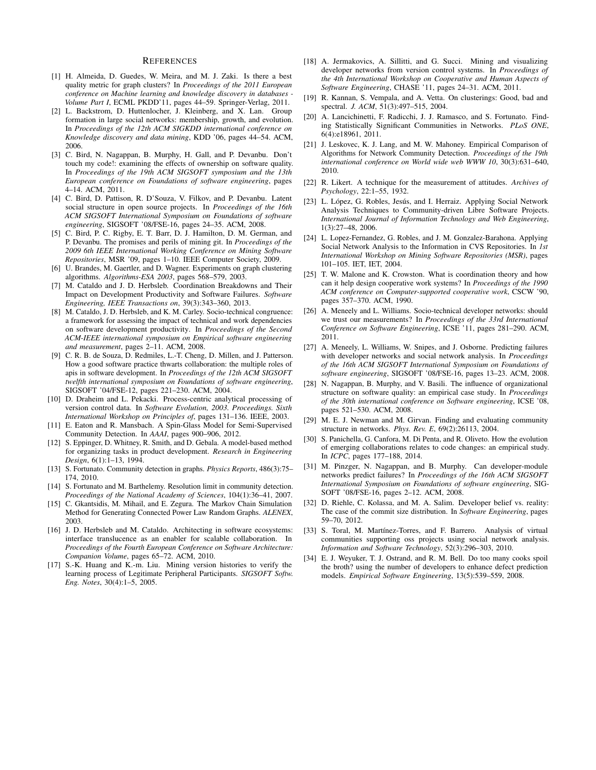## References

[1] H. Almeida, D. Guedes, W. Meira, and M. J. Zaki. Is there a best quality metric for graph clusters? In *Proceedings of the 2011 European conference on Machine learning and knowledge discovery in databases - Volume Part I*, ECML PKDD'11, pages 44–59. Springer-Verlag, 2011.

[2] L. Backstrom, D. Huttenlocher, J. Kleinberg, and X. Lan. Group formation in large social networks: membership, growth, and evolution. In *Proceedings of the 12th ACM SIGKDD international conference on Knowledge discovery and data mining*, KDD '06, pages 44–54. ACM, 2006.

[3] C. Bird, N. Nagappan, B. Murphy, H. Gall, and P. Devanbu. Don't touch my code!: examining the effects of ownership on software quality. In *Proceedings of the 19th ACM SIGSOFT symposium and the 13th European conference on Foundations of software engineering*, pages 4–14. ACM, 2011.

[4] C. Bird, D. Pattison, R. D'Souza, V. Filkov, and P. Devanbu. Latent social structure in open source projects. In *Proceedings of the 16th ACM SIGSOFT International Symposium on Foundations of software engineering*, SIGSOFT '08/FSE-16, pages 24–35. ACM, 2008.

[5] C. Bird, P. C. Rigby, E. T. Barr, D. J. Hamilton, D. M. German, and P. Devanbu. The promises and perils of mining git. In *Proceedings of the 2009 6th IEEE International Working Conference on Mining Software Repositories*, MSR '09, pages 1–10. IEEE Computer Society, 2009.

[6] U. Brandes, M. Gaertler, and D. Wagner. Experiments on graph clustering algorithms. *Algorithms-ESA 2003*, pages 568–579, 2003.

[7] M. Cataldo and J. D. Herbsleb. Coordination Breakdowns and Their Impact on Development Productivity and Software Failures. *Software Engineering, IEEE Transactions on*, 39(3):343–360, 2013.

[8] M. Cataldo, J. D. Herbsleb, and K. M. Carley. Socio-technical congruence: a framework for assessing the impact of technical and work dependencies on software development productivity. In *Proceedings of the Second ACM-IEEE international symposium on Empirical software engineering and measurement*, pages 2–11. ACM, 2008.

[9] C. R. B. de Souza, D. Redmiles, L.-T. Cheng, D. Millen, and J. Patterson. How a good software practice thwarts collaboration: the multiple roles of apis in software development. In *Proceedings of the 12th ACM SIGSOFT twelfth international symposium on Foundations of software engineering*, SIGSOFT '04/FSE-12, pages 221–230. ACM, 2004.

[10] D. Draheim and L. Pekacki. Process-centric analytical processing of version control data. In *Software Evolution, 2003. Proceedings. Sixth International Workshop on Principles of*, pages 131–136. IEEE, 2003.

[11] E. Eaton and R. Mansbach. A Spin-Glass Model for Semi-Supervised Community Detection. In *AAAI*, pages 900–906, 2012.

[12] S. Eppinger, D. Whitney, R. Smith, and D. Gebala. A model-based method for organizing tasks in product development. *Research in Engineering Design*, 6(1):1–13, 1994.

[13] S. Fortunato. Community detection in graphs. *Physics Reports*, 486(3):75–174, 2010.

[14] S. Fortunato and M. Barthelemy. Resolution limit in community detection. *Proceedings of the National Academy of Sciences*, 104(1):36–41, 2007.

[15] C. Gkantsidis, M. Mihail, and E. Zegura. The Markov Chain Simulation Method for Generating Connected Power Law Random Graphs. *ALENEX*, 2003.

[16] J. D. Herbsleb and M. Cataldo. Architecting in software ecosystems: interface translucence as an enabler for scalable collaboration. In *Proceedings of the Fourth European Conference on Software Architecture: Companion Volume*, pages 65–72. ACM, 2010.

[17] S.-K. Huang and K.-m. Liu. Mining version histories to verify the learning process of Legitimate Peripheral Participants. *SIGSOFT Softw. Eng. Notes*, 30(4):1–5, 2005.

[18] A. Jermakovics, A. Sillitti, and G. Succi. Mining and visualizing developer networks from version control systems. In *Proceedings of the 4th International Workshop on Cooperative and Human Aspects of Software Engineering*, CHASE '11, pages 24–31. ACM, 2011.

[19] R. Kannan, S. Vempala, and A. Vetta. On clusterings: Good, bad and spectral. *J. ACM*, 51(3):497–515, 2004.

[20] A. Lancichinetti, F. Radicchi, J. J. Ramasco, and S. Fortunato. Finding Statistically Significant Communities in Networks. *PLoS ONE*, 6(4):e18961, 2011.

[21] J. Leskovec, K. J. Lang, and M. W. Mahoney. Empirical Comparison of Algorithms for Network Community Detection. *Proceedings of the 19th international conference on World wide web WWW 10*, 30(3):631–640, 2010.

[22] R. Likert. A technique for the measurement of attitudes. *Archives of Psychology*, 22:1–55, 1932.

[23] L. López, G. Robles, Jesús, and I. Herraiz. Applying Social Network Analysis Techniques to Community-driven Libre Software Projects. *International Journal of Information Technology and Web Engineering*, 1(3):27–48, 2006.

[24] L. Lopez-Fernandez, G. Robles, and J. M. Gonzalez-Barahona. Applying Social Network Analysis to the Information in CVS Repositories. In *1st International Workshop on Mining Software Repositories (MSR)*, pages 101–105. IET, IET, 2004.

[25] T. W. Malone and K. Crowston. What is coordination theory and how can it help design cooperative work systems? In *Proceedings of the 1990 ACM conference on Computer-supported cooperative work*, CSCW '90, pages 357–370. ACM, 1990.

[26] A. Meneely and L. Williams. Socio-technical developer networks: should we trust our measurements? In *Proceedings of the 33rd International Conference on Software Engineering*, ICSE '11, pages 281–290. ACM, 2011.

[27] A. Meneely, L. Williams, W. Snipes, and J. Osborne. Predicting failures with developer networks and social network analysis. In *Proceedings of the 16th ACM SIGSOFT International Symposium on Foundations of software engineering*, SIGSOFT '08/FSE-16, pages 13–23. ACM, 2008.

[28] N. Nagappan, B. Murphy, and V. Basili. The influence of organizational structure on software quality: an empirical case study. In *Proceedings of the 30th international conference on Software engineering*, ICSE '08, pages 521–530. ACM, 2008.

[29] M. E. J. Newman and M. Girvan. Finding and evaluating community structure in networks. *Phys. Rev. E*, 69(2):26113, 2004.

[30] S. Panichella, G. Canfora, M. Di Penta, and R. Oliveto. How the evolution of emerging collaborations relates to code changes: an empirical study. In *ICPC*, pages 177–188, 2014.

[31] M. Pinzger, N. Nagappan, and B. Murphy. Can developer-module networks predict failures? In *Proceedings of the 16th ACM SIGSOFT International Symposium on Foundations of software engineering*, SIGSOFT '08/FSE-16, pages 2–12. ACM, 2008.

[32] D. Riehle, C. Kolassa, and M. A. Salim. Developer belief vs. reality: The case of the commit size distribution. In *Software Engineering*, pages 59–70, 2012.

[33] S. Toral, M. Martínez-Torres, and F. Barrero. Analysis of virtual communities supporting oss projects using social network analysis. *Information and Software Technology*, 52(3):296–303, 2010.

[34] E. J. Weyuker, T. J. Ostrand, and R. M. Bell. Do too many cooks spoil the broth? using the number of developers to enhance defect prediction models. *Empirical Software Engineering*, 13(5):539–559, 2008.